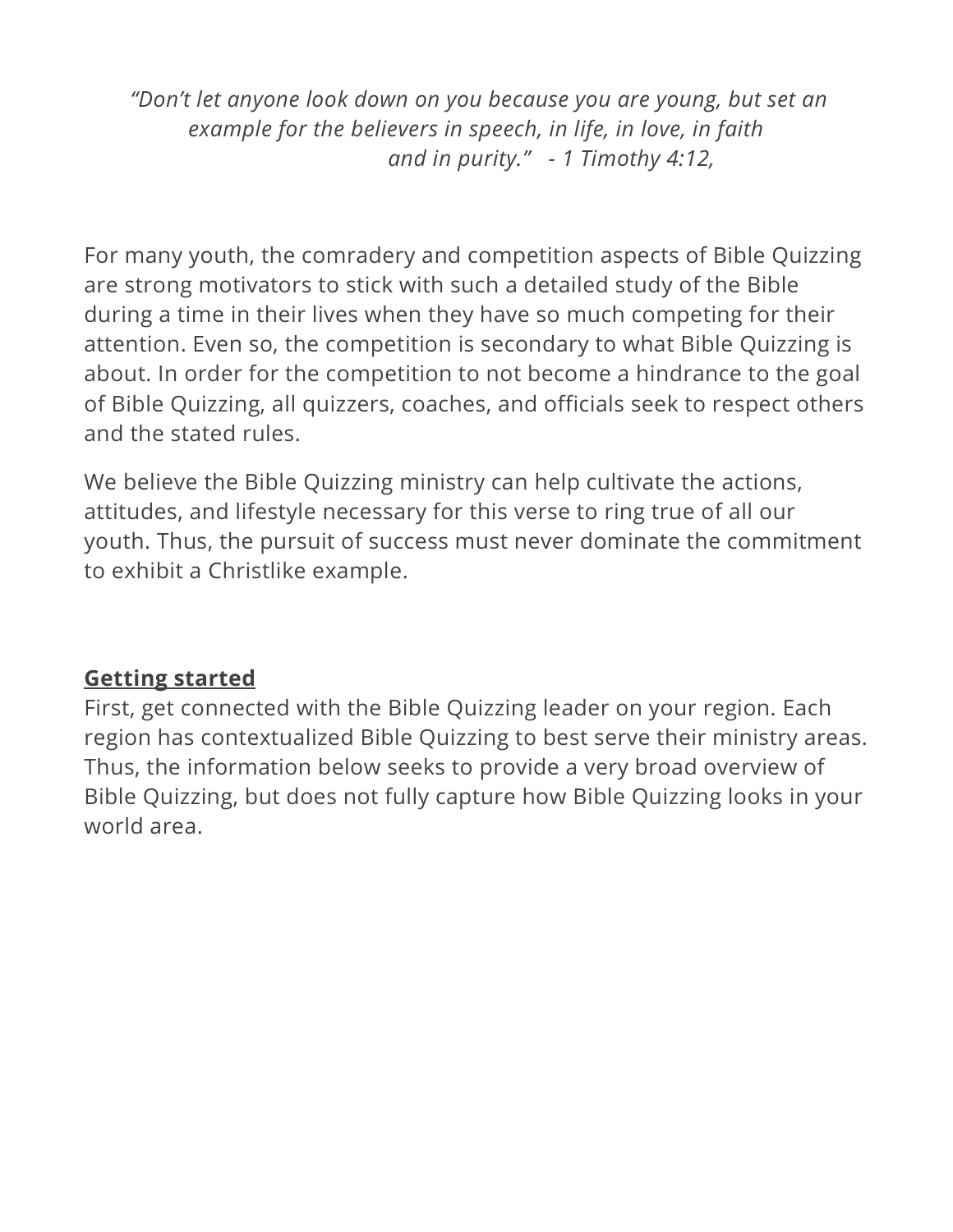*"Don't let anyone look down on you because you are young, but set an example for the believers in speech, in life, in love, in faith and in purity." - 1 Timothy 4:12,*

For many youth, the comradery and competition aspects of Bible Quizzing are strong motivators to stick with such a detailed study of the Bible during a time in their lives when they have so much competing for their attention. Even so, the competition is secondary to what Bible Quizzing is about. In order for the competition to not become a hindrance to the goal of Bible Quizzing, all quizzers, coaches, and officials seek to respect others and the stated rules.

We believe the Bible Quizzing ministry can help cultivate the actions, attitudes, and lifestyle necessary for this verse to ring true of all our youth. Thus, the pursuit of success must never dominate the commitment to exhibit a Christlike example.

**Getting started**

First, get connected with the Bible Quizzing leader on your region. Each region has contextualized Bible Quizzing to best serve their ministry areas. Thus, the information below seeks to provide a very broad overview of Bible Quizzing, but does not fully capture how Bible Quizzing looks in your world area.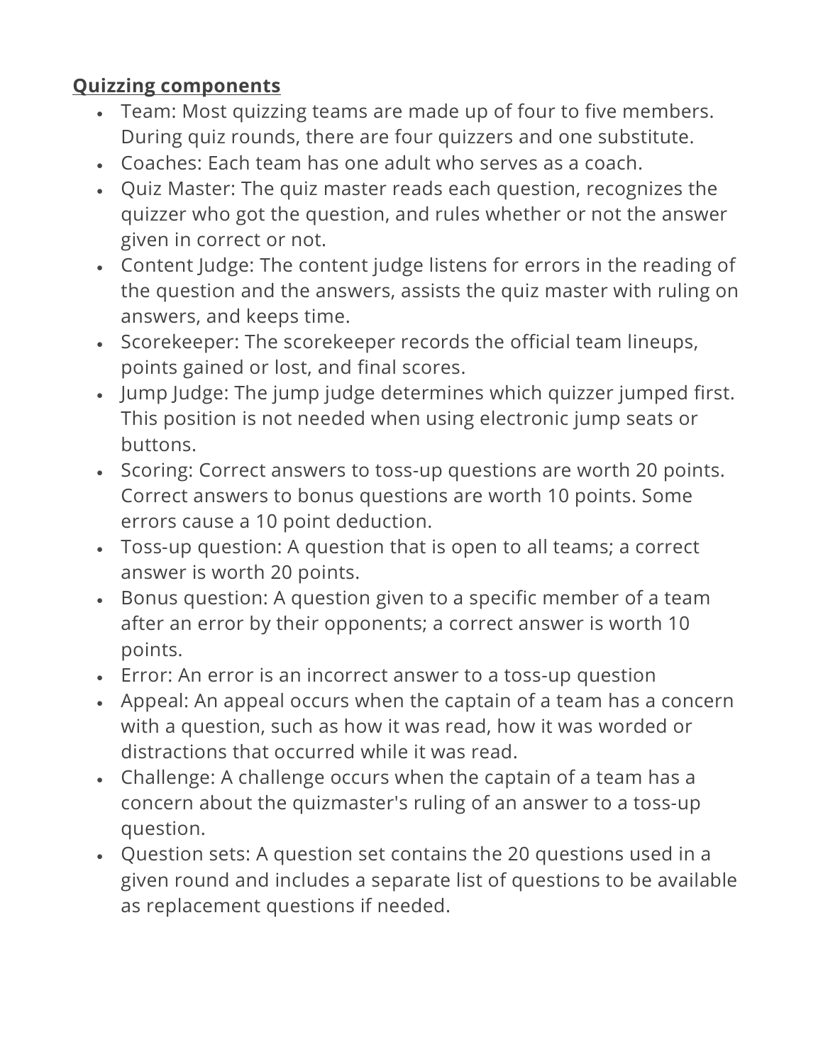**Quizzing components**

- Team: Most quizzing teams are made up of four to five members. During quiz rounds, there are four quizzers and one substitute.
- Coaches: Each team has one adult who serves as a coach.
- Quiz Master: The quiz master reads each question, recognizes the quizzer who got the question, and rules whether or not the answer given in correct or not.
- Content Judge: The content judge listens for errors in the reading of the question and the answers, assists the quiz master with ruling on answers, and keeps time.
- Scorekeeper: The scorekeeper records the official team lineups, points gained or lost, and final scores.
- Jump Judge: The jump judge determines which quizzer jumped first. This position is not needed when using electronic jump seats or buttons.
- Scoring: Correct answers to toss-up questions are worth 20 points. Correct answers to bonus questions are worth 10 points. Some errors cause a 10 point deduction.
- Toss-up question: A question that is open to all teams; a correct answer is worth 20 points.
- Bonus question: A question given to a specific member of a team after an error by their opponents; a correct answer is worth 10 points.
- Error: An error is an incorrect answer to a toss-up question
- Appeal: An appeal occurs when the captain of a team has a concern with a question, such as how it was read, how it was worded or distractions that occurred while it was read.
- Challenge: A challenge occurs when the captain of a team has a concern about the quizmaster's ruling of an answer to a toss-up question.
- Question sets: A question set contains the 20 questions used in a given round and includes a separate list of questions to be available as replacement questions if needed.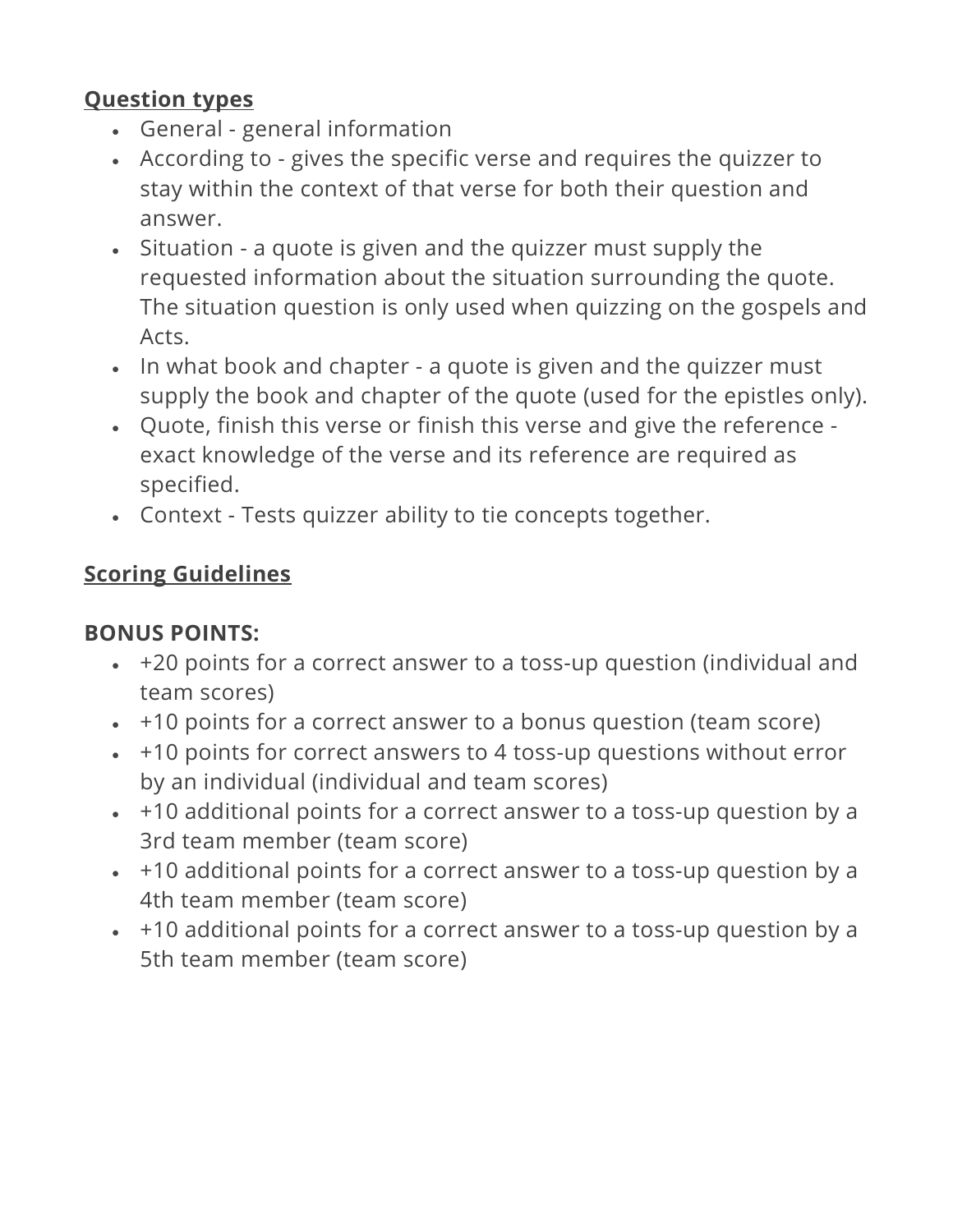**<u>Question types</u>**

- General - general information
- According to - gives the specific verse and requires the quizzer to stay within the context of that verse for both their question and answer.
- Situation - a quote is given and the quizzer must supply the requested information about the situation surrounding the quote. The situation question is only used when quizzing on the gospels and Acts.
- In what book and chapter - a quote is given and the quizzer must supply the book and chapter of the quote (used for the epistles only).
- Quote, finish this verse or finish this verse and give the reference - exact knowledge of the verse and its reference are required as specified.
- Context - Tests quizzer ability to tie concepts together.

**<u>Scoring Guidelines</u>**

**BONUS POINTS:**

- +20 points for a correct answer to a toss-up question (individual and team scores)
- +10 points for a correct answer to a bonus question (team score)
- +10 points for correct answers to 4 toss-up questions without error by an individual (individual and team scores)
- +10 additional points for a correct answer to a toss-up question by a 3rd team member (team score)
- +10 additional points for a correct answer to a toss-up question by a 4th team member (team score)
- +10 additional points for a correct answer to a toss-up question by a 5th team member (team score)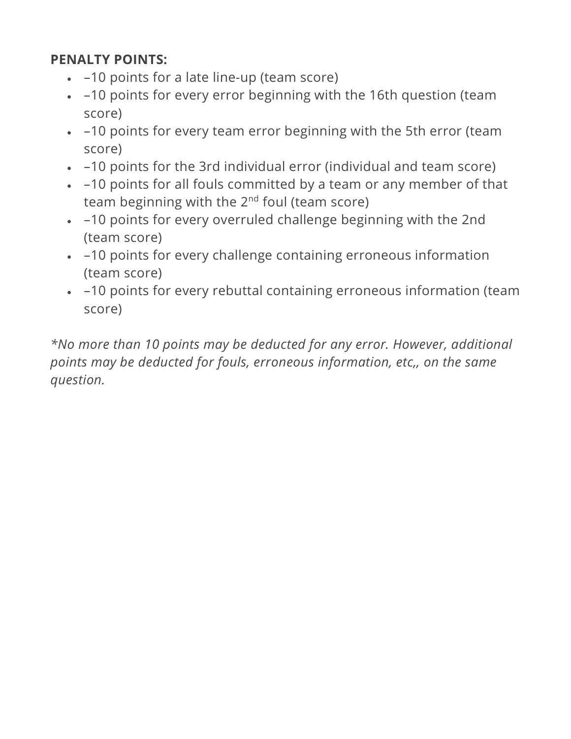**PENALTY POINTS:**

- –10 points for a late line-up (team score)
- –10 points for every error beginning with the 16th question (team score)
- –10 points for every team error beginning with the 5th error (team score)
- –10 points for the 3rd individual error (individual and team score)
- –10 points for all fouls committed by a team or any member of that team beginning with the 2nd foul (team score)
- –10 points for every overruled challenge beginning with the 2nd (team score)
- –10 points for every challenge containing erroneous information (team score)
- –10 points for every rebuttal containing erroneous information (team score)

*\*No more than 10 points may be deducted for any error. However, additional points may be deducted for fouls, erroneous information, etc,, on the same question.*